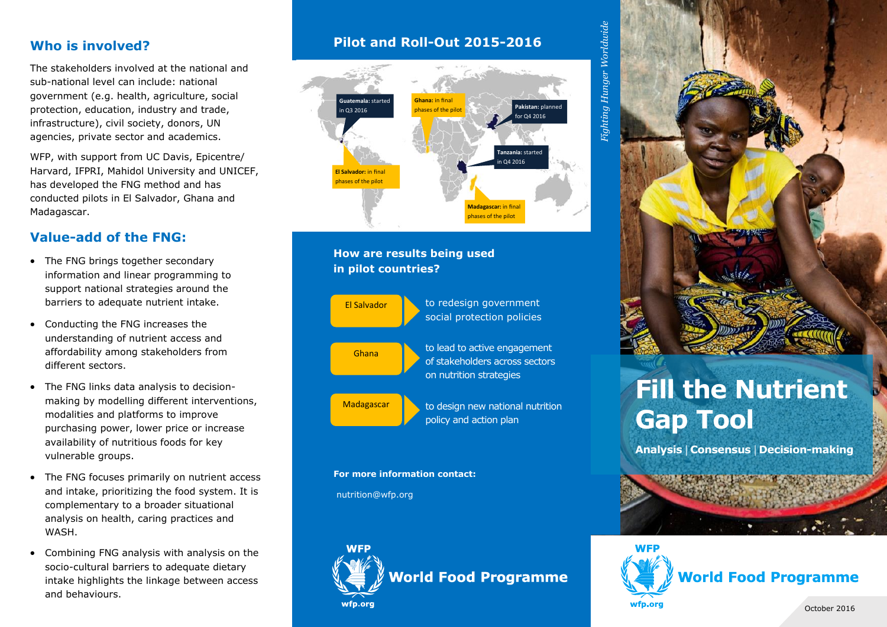## Who is involved?

The stakeholders involved at the national and sub-national level can include: national government (e.g. health, agriculture, social protection, education, industry and trade, infrastructure), civil society, donors, UN agencies, private sector and academics.

WFP, with support from UC Davis, Epicentre/Harvard, IFPRI, Mahidol University and UNICEF, has developed the FNG method and has conducted pilots in El Salvador, Ghana and Madagascar.

## Value-add of the FNG:

- The FNG brings together secondary information and linear programming to support national strategies around the barriers to adequate nutrient intake.
- Conducting the FNG increases the understanding of nutrient access and affordability among stakeholders from different sectors.
- The FNG links data analysis to decision-making by modelling different interventions, modalities and platforms to improve purchasing power, lower price or increase availability of nutritious foods for key vulnerable groups.
- The FNG focuses primarily on nutrient access and intake, prioritizing the food system. It is complementary to a broader situational analysis on health, caring practices and WASH.
- Combining FNG analysis with analysis on the socio-cultural barriers to adequate dietary intake highlights the linkage between access and behaviours.

## Pilot and Roll-Out 2015-2016

- **Guatemala:** started in Q3 2016
- **El Salvador:** in final phases of the pilot
- **Ghana:** in final phases of the pilot
- **Pakistan:** planned for Q4 2016
- **Tanzania:** started in Q4 2016
- **Madagascar:** in final phases of the pilot

### How are results being used in pilot countries?

- **El Salvador** – to redesign government social protection policies
- **Ghana** – to lead to active engagement of stakeholders across sectors on nutrition strategies
- **Madagascar** – to design new national nutrition policy and action plan

**For more information contact:**

nutrition@wfp.org

WFP World Food Programme
wfp.org

*Fighting Hunger Worldwide*

# Fill the Nutrient Gap Tool

**Analysis | Consensus | Decision-making**

WFP World Food Programme
wfp.org

October 2016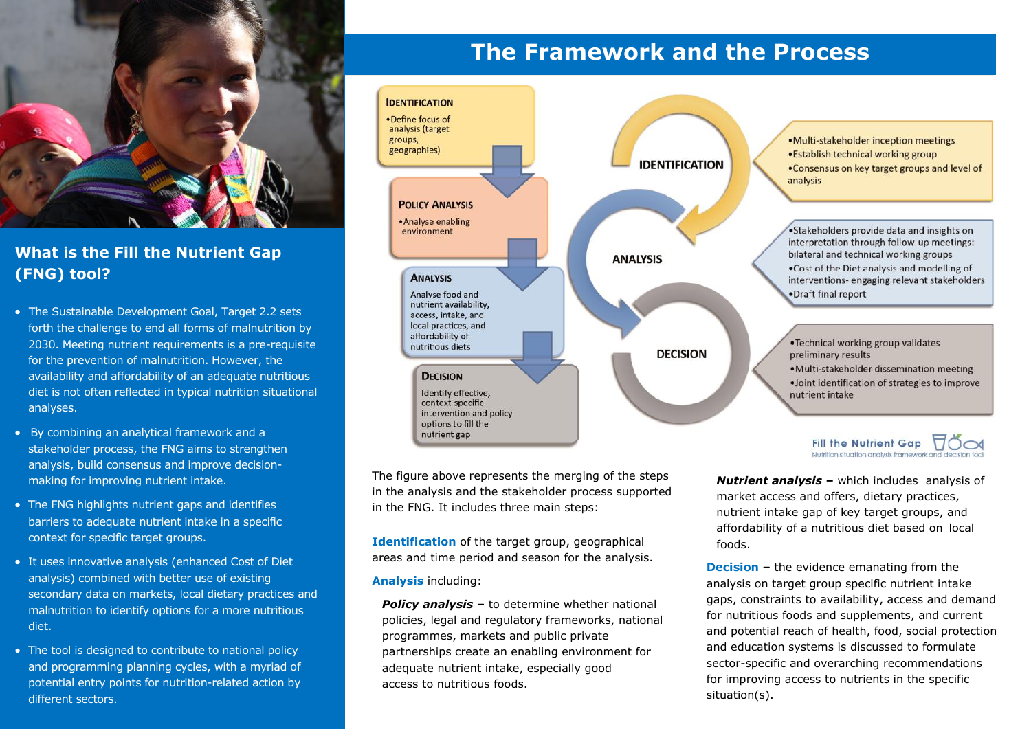## What is the Fill the Nutrient Gap (FNG) tool?

- The Sustainable Development Goal, Target 2.2 sets forth the challenge to end all forms of malnutrition by 2030. Meeting nutrient requirements is a pre-requisite for the prevention of malnutrition. However, the availability and affordability of an adequate nutritious diet is not often reflected in typical nutrition situational analyses.
- By combining an analytical framework and a stakeholder process, the FNG aims to strengthen analysis, build consensus and improve decision-making for improving nutrient intake.
- The FNG highlights nutrient gaps and identifies barriers to adequate nutrient intake in a specific context for specific target groups.
- It uses innovative analysis (enhanced Cost of Diet analysis) combined with better use of existing secondary data on markets, local dietary practices and malnutrition to identify options for a more nutritious diet.
- The tool is designed to contribute to national policy and programming planning cycles, with a myriad of potential entry points for nutrition-related action by different sectors.

# The Framework and the Process

IDENTIFICATION
•Define focus of analysis (target groups, geographies)

POLICY ANALYSIS
•Analyse enabling environment

ANALYSIS
Analyse food and nutrient availability, access, intake, and local practices, and affordability of nutritious diets

DECISION
Identify effective, context-specific intervention and policy options to fill the nutrient gap

IDENTIFICATION
•Multi-stakeholder inception meetings
•Establish technical working group
•Consensus on key target groups and level of analysis

ANALYSIS
•Stakeholders provide data and insights on interpretation through follow-up meetings: bilateral and technical working groups
•Cost of the Diet analysis and modelling of interventions- engaging relevant stakeholders
•Draft final report

DECISION
•Technical working group validates preliminary results
•Multi-stakeholder dissemination meeting
•Joint identification of strategies to improve nutrient intake

Fill the Nutrient Gap
Nutrition situation analysis framework and decision tool

The figure above represents the merging of the steps in the analysis and the stakeholder process supported in the FNG. It includes three main steps:

**Identification** of the target group, geographical areas and time period and season for the analysis.

**Analysis** including:

***Policy analysis –*** to determine whether national policies, legal and regulatory frameworks, national programmes, markets and public private partnerships create an enabling environment for adequate nutrient intake, especially good access to nutritious foods.

***Nutrient analysis –*** which includes analysis of market access and offers, dietary practices, nutrient intake gap of key target groups, and affordability of a nutritious diet based on local foods.

**Decision –** the evidence emanating from the analysis on target group specific nutrient intake gaps, constraints to availability, access and demand for nutritious foods and supplements, and current and potential reach of health, food, social protection and education systems is discussed to formulate sector-specific and overarching recommendations for improving access to nutrients in the specific situation(s).